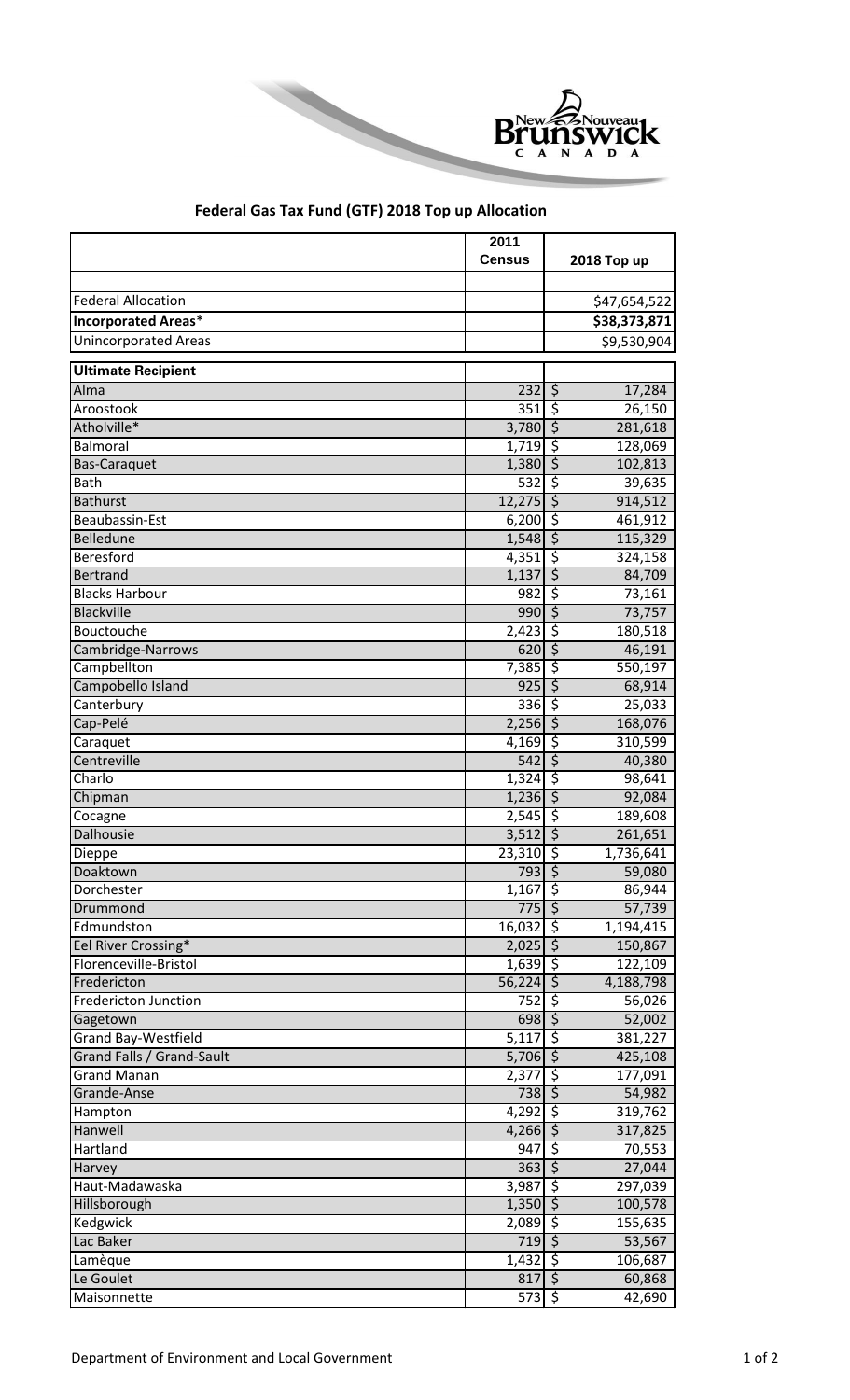# Federal Gas Tax Fund (GTF) 2018 Top up Allocation

| | 2011 Census | 2018 Top up |
|---|---|---|
| Federal Allocation | | $47,654,522 |
| **Incorporated Areas*** | | **$38,373,871** |
| Unincorporated Areas | | $9,530,904 |
| **Ultimate Recipient** | | |
| Alma | 232 | $ 17,284 |
| Aroostook | 351 | $ 26,150 |
| Atholville* | 3,780 | $ 281,618 |
| Balmoral | 1,719 | $ 128,069 |
| Bas-Caraquet | 1,380 | $ 102,813 |
| Bath | 532 | $ 39,635 |
| Bathurst | 12,275 | $ 914,512 |
| Beaubassin-Est | 6,200 | $ 461,912 |
| Belledune | 1,548 | $ 115,329 |
| Beresford | 4,351 | $ 324,158 |
| Bertrand | 1,137 | $ 84,709 |
| Blacks Harbour | 982 | $ 73,161 |
| Blackville | 990 | $ 73,757 |
| Bouctouche | 2,423 | $ 180,518 |
| Cambridge-Narrows | 620 | $ 46,191 |
| Campbellton | 7,385 | $ 550,197 |
| Campobello Island | 925 | $ 68,914 |
| Canterbury | 336 | $ 25,033 |
| Cap-Pelé | 2,256 | $ 168,076 |
| Caraquet | 4,169 | $ 310,599 |
| Centreville | 542 | $ 40,380 |
| Charlo | 1,324 | $ 98,641 |
| Chipman | 1,236 | $ 92,084 |
| Cocagne | 2,545 | $ 189,608 |
| Dalhousie | 3,512 | $ 261,651 |
| Dieppe | 23,310 | $ 1,736,641 |
| Doaktown | 793 | $ 59,080 |
| Dorchester | 1,167 | $ 86,944 |
| Drummond | 775 | $ 57,739 |
| Edmundston | 16,032 | $ 1,194,415 |
| Eel River Crossing* | 2,025 | $ 150,867 |
| Florenceville-Bristol | 1,639 | $ 122,109 |
| Fredericton | 56,224 | $ 4,188,798 |
| Fredericton Junction | 752 | $ 56,026 |
| Gagetown | 698 | $ 52,002 |
| Grand Bay-Westfield | 5,117 | $ 381,227 |
| Grand Falls / Grand-Sault | 5,706 | $ 425,108 |
| Grand Manan | 2,377 | $ 177,091 |
| Grande-Anse | 738 | $ 54,982 |
| Hampton | 4,292 | $ 319,762 |
| Hanwell | 4,266 | $ 317,825 |
| Hartland | 947 | $ 70,553 |
| Harvey | 363 | $ 27,044 |
| Haut-Madawaska | 3,987 | $ 297,039 |
| Hillsborough | 1,350 | $ 100,578 |
| Kedgwick | 2,089 | $ 155,635 |
| Lac Baker | 719 | $ 53,567 |
| Lamèque | 1,432 | $ 106,687 |
| Le Goulet | 817 | $ 60,868 |
| Maisonnette | 573 | $ 42,690 |

Department of Environment and Local Government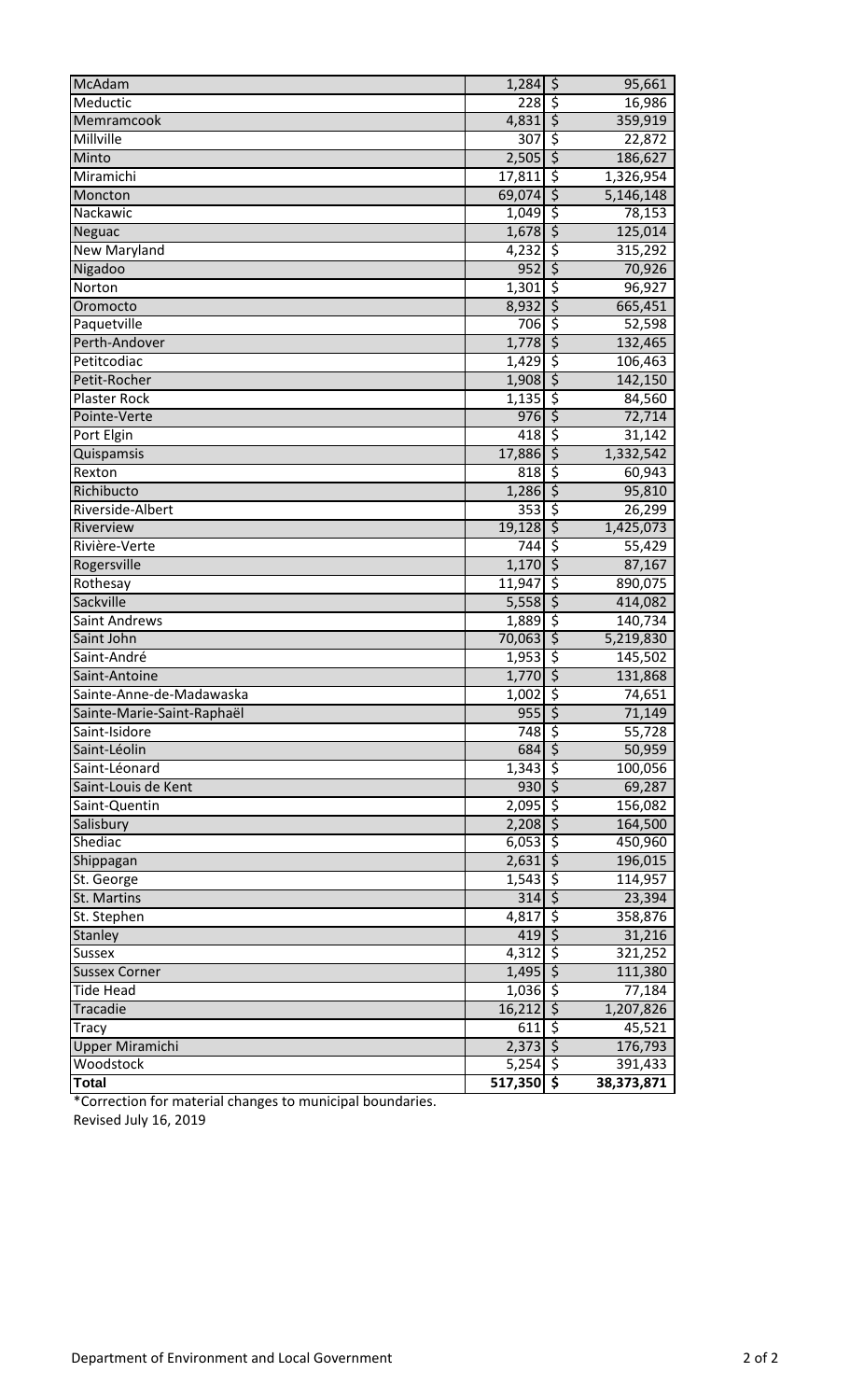| | | |
|---|---|---|
| McAdam | 1,284 | $ 95,661 |
| Meductic | 228 | $ 16,986 |
| Memramcook | 4,831 | $ 359,919 |
| Millville | 307 | $ 22,872 |
| Minto | 2,505 | $ 186,627 |
| Miramichi | 17,811 | $ 1,326,954 |
| Moncton | 69,074 | $ 5,146,148 |
| Nackawic | 1,049 | $ 78,153 |
| Neguac | 1,678 | $ 125,014 |
| New Maryland | 4,232 | $ 315,292 |
| Nigadoo | 952 | $ 70,926 |
| Norton | 1,301 | $ 96,927 |
| Oromocto | 8,932 | $ 665,451 |
| Paquetville | 706 | $ 52,598 |
| Perth-Andover | 1,778 | $ 132,465 |
| Petitcodiac | 1,429 | $ 106,463 |
| Petit-Rocher | 1,908 | $ 142,150 |
| Plaster Rock | 1,135 | $ 84,560 |
| Pointe-Verte | 976 | $ 72,714 |
| Port Elgin | 418 | $ 31,142 |
| Quispamsis | 17,886 | $ 1,332,542 |
| Rexton | 818 | $ 60,943 |
| Richibucto | 1,286 | $ 95,810 |
| Riverside-Albert | 353 | $ 26,299 |
| Riverview | 19,128 | $ 1,425,073 |
| Rivière-Verte | 744 | $ 55,429 |
| Rogersville | 1,170 | $ 87,167 |
| Rothesay | 11,947 | $ 890,075 |
| Sackville | 5,558 | $ 414,082 |
| Saint Andrews | 1,889 | $ 140,734 |
| Saint John | 70,063 | $ 5,219,830 |
| Saint-André | 1,953 | $ 145,502 |
| Saint-Antoine | 1,770 | $ 131,868 |
| Sainte-Anne-de-Madawaska | 1,002 | $ 74,651 |
| Sainte-Marie-Saint-Raphaël | 955 | $ 71,149 |
| Saint-Isidore | 748 | $ 55,728 |
| Saint-Léolin | 684 | $ 50,959 |
| Saint-Léonard | 1,343 | $ 100,056 |
| Saint-Louis de Kent | 930 | $ 69,287 |
| Saint-Quentin | 2,095 | $ 156,082 |
| Salisbury | 2,208 | $ 164,500 |
| Shediac | 6,053 | $ 450,960 |
| Shippagan | 2,631 | $ 196,015 |
| St. George | 1,543 | $ 114,957 |
| St. Martins | 314 | $ 23,394 |
| St. Stephen | 4,817 | $ 358,876 |
| Stanley | 419 | $ 31,216 |
| Sussex | 4,312 | $ 321,252 |
| Sussex Corner | 1,495 | $ 111,380 |
| Tide Head | 1,036 | $ 77,184 |
| Tracadie | 16,212 | $ 1,207,826 |
| Tracy | 611 | $ 45,521 |
| Upper Miramichi | 2,373 | $ 176,793 |
| Woodstock | 5,254 | $ 391,433 |
| **Total** | **517,350** | **$ 38,373,871** |

*Correction for material changes to municipal boundaries.

Revised July 16, 2019

Department of Environment and Local Government